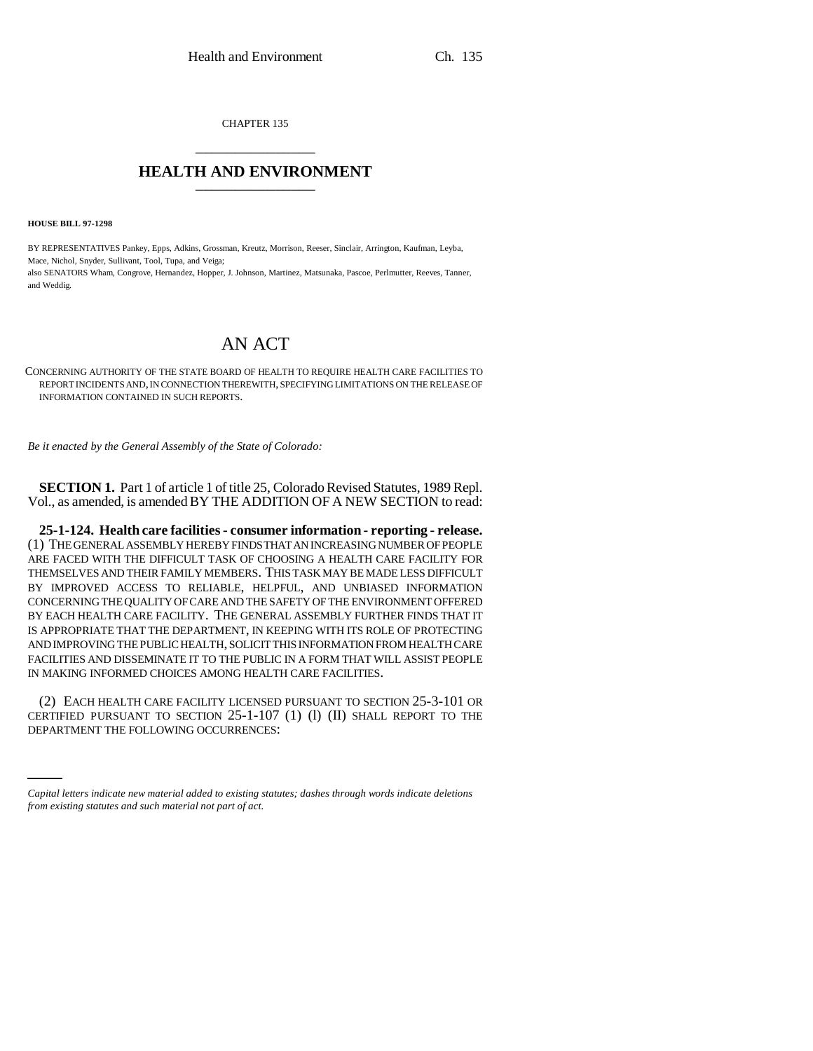CHAPTER 135

# HEALTH AND ENVIRONMENT

**HOUSE BILL 97-1298**

BY REPRESENTATIVES Pankey, Epps, Adkins, Grossman, Kreutz, Morrison, Reeser, Sinclair, Arrington, Kaufman, Leyba, Mace, Nichol, Snyder, Sullivant, Tool, Tupa, and Veiga;
also SENATORS Wham, Congrove, Hernandez, Hopper, J. Johnson, Martinez, Matsunaka, Pascoe, Perlmutter, Reeves, Tanner, and Weddig.

# AN ACT

CONCERNING AUTHORITY OF THE STATE BOARD OF HEALTH TO REQUIRE HEALTH CARE FACILITIES TO REPORT INCIDENTS AND, IN CONNECTION THEREWITH, SPECIFYING LIMITATIONS ON THE RELEASE OF INFORMATION CONTAINED IN SUCH REPORTS.

*Be it enacted by the General Assembly of the State of Colorado:*

**SECTION 1.** Part 1 of article 1 of title 25, Colorado Revised Statutes, 1989 Repl. Vol., as amended, is amended BY THE ADDITION OF A NEW SECTION to read:

**25-1-124. Health care facilities - consumer information - reporting - release.** (1) THE GENERAL ASSEMBLY HEREBY FINDS THAT AN INCREASING NUMBER OF PEOPLE ARE FACED WITH THE DIFFICULT TASK OF CHOOSING A HEALTH CARE FACILITY FOR THEMSELVES AND THEIR FAMILY MEMBERS. THIS TASK MAY BE MADE LESS DIFFICULT BY IMPROVED ACCESS TO RELIABLE, HELPFUL, AND UNBIASED INFORMATION CONCERNING THE QUALITY OF CARE AND THE SAFETY OF THE ENVIRONMENT OFFERED BY EACH HEALTH CARE FACILITY. THE GENERAL ASSEMBLY FURTHER FINDS THAT IT IS APPROPRIATE THAT THE DEPARTMENT, IN KEEPING WITH ITS ROLE OF PROTECTING AND IMPROVING THE PUBLIC HEALTH, SOLICIT THIS INFORMATION FROM HEALTH CARE FACILITIES AND DISSEMINATE IT TO THE PUBLIC IN A FORM THAT WILL ASSIST PEOPLE IN MAKING INFORMED CHOICES AMONG HEALTH CARE FACILITIES.

(2) EACH HEALTH CARE FACILITY LICENSED PURSUANT TO SECTION 25-3-101 OR CERTIFIED PURSUANT TO SECTION 25-1-107 (1) (l) (II) SHALL REPORT TO THE DEPARTMENT THE FOLLOWING OCCURRENCES:

*Capital letters indicate new material added to existing statutes; dashes through words indicate deletions from existing statutes and such material not part of act.*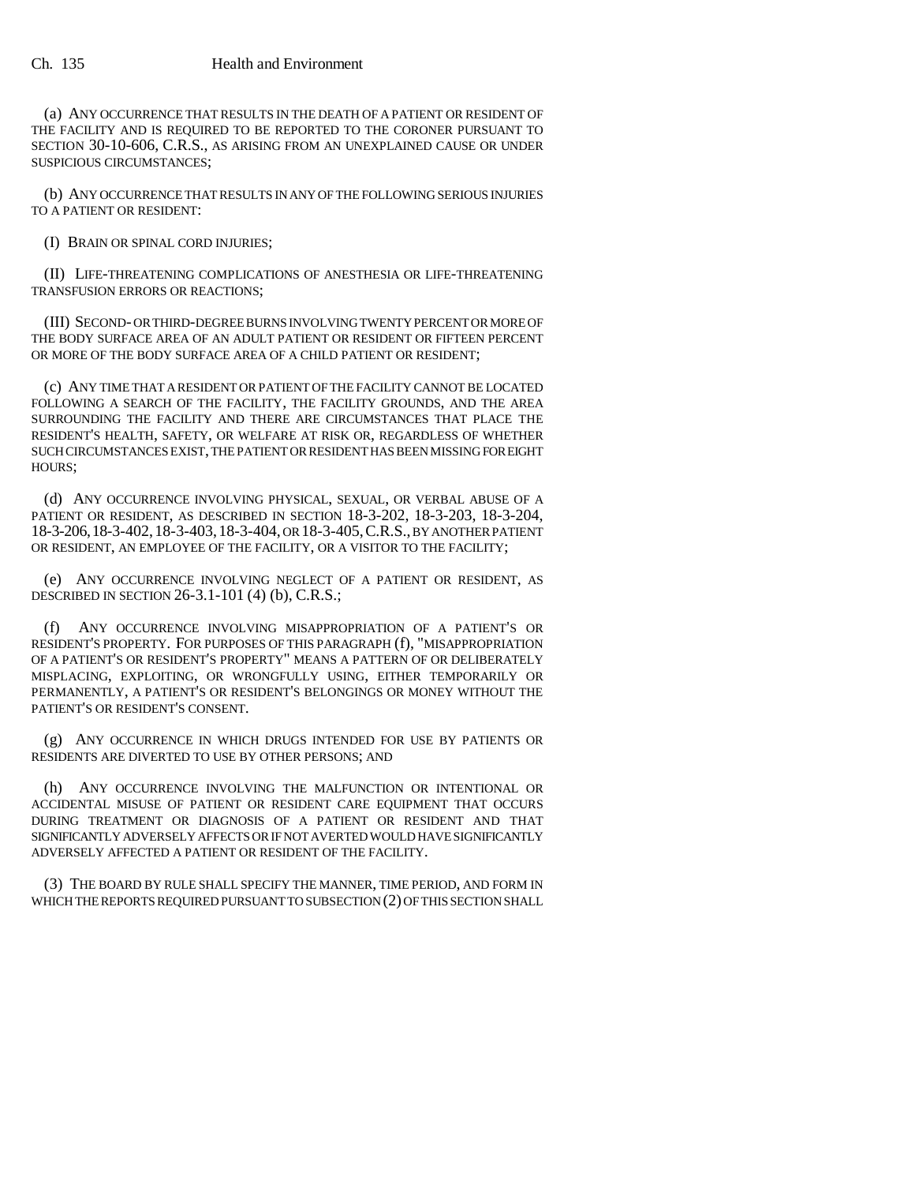(a) ANY OCCURRENCE THAT RESULTS IN THE DEATH OF A PATIENT OR RESIDENT OF THE FACILITY AND IS REQUIRED TO BE REPORTED TO THE CORONER PURSUANT TO SECTION 30-10-606, C.R.S., AS ARISING FROM AN UNEXPLAINED CAUSE OR UNDER SUSPICIOUS CIRCUMSTANCES;

(b) ANY OCCURRENCE THAT RESULTS IN ANY OF THE FOLLOWING SERIOUS INJURIES TO A PATIENT OR RESIDENT:

(I) BRAIN OR SPINAL CORD INJURIES;

(II) LIFE-THREATENING COMPLICATIONS OF ANESTHESIA OR LIFE-THREATENING TRANSFUSION ERRORS OR REACTIONS;

(III) SECOND- OR THIRD-DEGREE BURNS INVOLVING TWENTY PERCENT OR MORE OF THE BODY SURFACE AREA OF AN ADULT PATIENT OR RESIDENT OR FIFTEEN PERCENT OR MORE OF THE BODY SURFACE AREA OF A CHILD PATIENT OR RESIDENT;

(c) ANY TIME THAT A RESIDENT OR PATIENT OF THE FACILITY CANNOT BE LOCATED FOLLOWING A SEARCH OF THE FACILITY, THE FACILITY GROUNDS, AND THE AREA SURROUNDING THE FACILITY AND THERE ARE CIRCUMSTANCES THAT PLACE THE RESIDENT'S HEALTH, SAFETY, OR WELFARE AT RISK OR, REGARDLESS OF WHETHER SUCH CIRCUMSTANCES EXIST, THE PATIENT OR RESIDENT HAS BEEN MISSING FOR EIGHT HOURS;

(d) ANY OCCURRENCE INVOLVING PHYSICAL, SEXUAL, OR VERBAL ABUSE OF A PATIENT OR RESIDENT, AS DESCRIBED IN SECTION 18-3-202, 18-3-203, 18-3-204, 18-3-206, 18-3-402, 18-3-403, 18-3-404, OR 18-3-405, C.R.S., BY ANOTHER PATIENT OR RESIDENT, AN EMPLOYEE OF THE FACILITY, OR A VISITOR TO THE FACILITY;

(e) ANY OCCURRENCE INVOLVING NEGLECT OF A PATIENT OR RESIDENT, AS DESCRIBED IN SECTION 26-3.1-101 (4) (b), C.R.S.;

(f) ANY OCCURRENCE INVOLVING MISAPPROPRIATION OF A PATIENT'S OR RESIDENT'S PROPERTY. FOR PURPOSES OF THIS PARAGRAPH (f), "MISAPPROPRIATION OF A PATIENT'S OR RESIDENT'S PROPERTY" MEANS A PATTERN OF OR DELIBERATELY MISPLACING, EXPLOITING, OR WRONGFULLY USING, EITHER TEMPORARILY OR PERMANENTLY, A PATIENT'S OR RESIDENT'S BELONGINGS OR MONEY WITHOUT THE PATIENT'S OR RESIDENT'S CONSENT.

(g) ANY OCCURRENCE IN WHICH DRUGS INTENDED FOR USE BY PATIENTS OR RESIDENTS ARE DIVERTED TO USE BY OTHER PERSONS; AND

(h) ANY OCCURRENCE INVOLVING THE MALFUNCTION OR INTENTIONAL OR ACCIDENTAL MISUSE OF PATIENT OR RESIDENT CARE EQUIPMENT THAT OCCURS DURING TREATMENT OR DIAGNOSIS OF A PATIENT OR RESIDENT AND THAT SIGNIFICANTLY ADVERSELY AFFECTS OR IF NOT AVERTED WOULD HAVE SIGNIFICANTLY ADVERSELY AFFECTED A PATIENT OR RESIDENT OF THE FACILITY.

(3) THE BOARD BY RULE SHALL SPECIFY THE MANNER, TIME PERIOD, AND FORM IN WHICH THE REPORTS REQUIRED PURSUANT TO SUBSECTION (2) OF THIS SECTION SHALL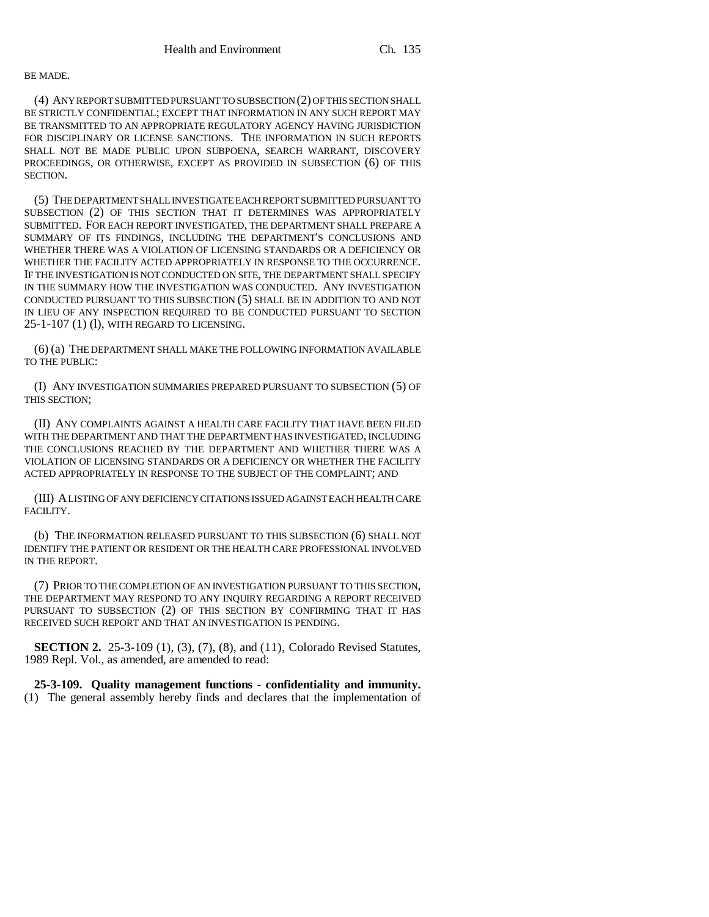BE MADE.

(4) ANY REPORT SUBMITTED PURSUANT TO SUBSECTION (2) OF THIS SECTION SHALL BE STRICTLY CONFIDENTIAL; EXCEPT THAT INFORMATION IN ANY SUCH REPORT MAY BE TRANSMITTED TO AN APPROPRIATE REGULATORY AGENCY HAVING JURISDICTION FOR DISCIPLINARY OR LICENSE SANCTIONS. THE INFORMATION IN SUCH REPORTS SHALL NOT BE MADE PUBLIC UPON SUBPOENA, SEARCH WARRANT, DISCOVERY PROCEEDINGS, OR OTHERWISE, EXCEPT AS PROVIDED IN SUBSECTION (6) OF THIS SECTION.

(5) THE DEPARTMENT SHALL INVESTIGATE EACH REPORT SUBMITTED PURSUANT TO SUBSECTION (2) OF THIS SECTION THAT IT DETERMINES WAS APPROPRIATELY SUBMITTED. FOR EACH REPORT INVESTIGATED, THE DEPARTMENT SHALL PREPARE A SUMMARY OF ITS FINDINGS, INCLUDING THE DEPARTMENT'S CONCLUSIONS AND WHETHER THERE WAS A VIOLATION OF LICENSING STANDARDS OR A DEFICIENCY OR WHETHER THE FACILITY ACTED APPROPRIATELY IN RESPONSE TO THE OCCURRENCE. IF THE INVESTIGATION IS NOT CONDUCTED ON SITE, THE DEPARTMENT SHALL SPECIFY IN THE SUMMARY HOW THE INVESTIGATION WAS CONDUCTED. ANY INVESTIGATION CONDUCTED PURSUANT TO THIS SUBSECTION (5) SHALL BE IN ADDITION TO AND NOT IN LIEU OF ANY INSPECTION REQUIRED TO BE CONDUCTED PURSUANT TO SECTION 25-1-107 (1) (l), WITH REGARD TO LICENSING.

(6) (a) THE DEPARTMENT SHALL MAKE THE FOLLOWING INFORMATION AVAILABLE TO THE PUBLIC:

(I) ANY INVESTIGATION SUMMARIES PREPARED PURSUANT TO SUBSECTION (5) OF THIS SECTION;

(II) ANY COMPLAINTS AGAINST A HEALTH CARE FACILITY THAT HAVE BEEN FILED WITH THE DEPARTMENT AND THAT THE DEPARTMENT HAS INVESTIGATED, INCLUDING THE CONCLUSIONS REACHED BY THE DEPARTMENT AND WHETHER THERE WAS A VIOLATION OF LICENSING STANDARDS OR A DEFICIENCY OR WHETHER THE FACILITY ACTED APPROPRIATELY IN RESPONSE TO THE SUBJECT OF THE COMPLAINT; AND

(III) A LISTING OF ANY DEFICIENCY CITATIONS ISSUED AGAINST EACH HEALTH CARE FACILITY.

(b) THE INFORMATION RELEASED PURSUANT TO THIS SUBSECTION (6) SHALL NOT IDENTIFY THE PATIENT OR RESIDENT OR THE HEALTH CARE PROFESSIONAL INVOLVED IN THE REPORT.

(7) PRIOR TO THE COMPLETION OF AN INVESTIGATION PURSUANT TO THIS SECTION, THE DEPARTMENT MAY RESPOND TO ANY INQUIRY REGARDING A REPORT RECEIVED PURSUANT TO SUBSECTION (2) OF THIS SECTION BY CONFIRMING THAT IT HAS RECEIVED SUCH REPORT AND THAT AN INVESTIGATION IS PENDING.

**SECTION 2.** 25-3-109 (1), (3), (7), (8), and (11), Colorado Revised Statutes, 1989 Repl. Vol., as amended, are amended to read:

**25-3-109. Quality management functions - confidentiality and immunity.** (1) The general assembly hereby finds and declares that the implementation of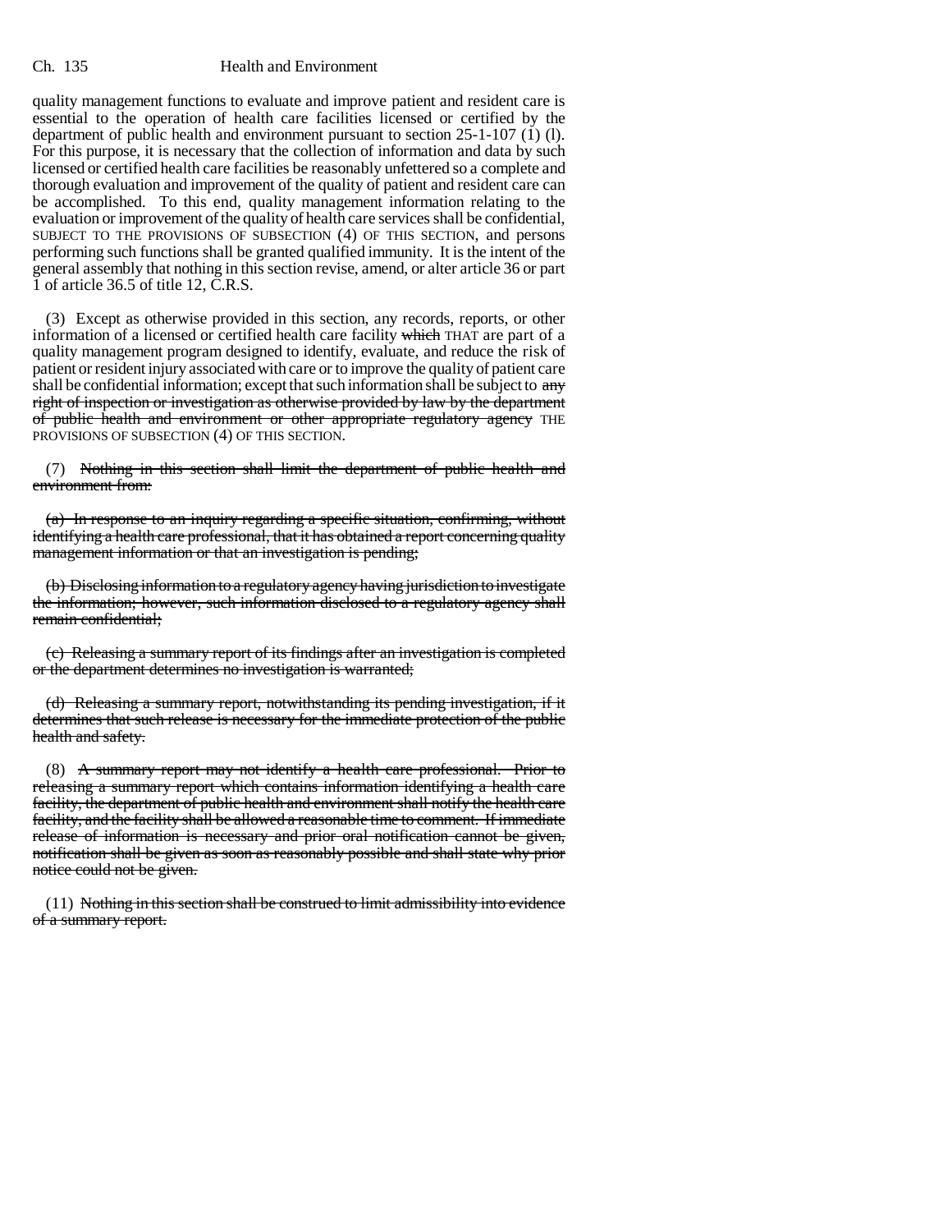quality management functions to evaluate and improve patient and resident care is essential to the operation of health care facilities licensed or certified by the department of public health and environment pursuant to section 25-1-107 (1) (l). For this purpose, it is necessary that the collection of information and data by such licensed or certified health care facilities be reasonably unfettered so a complete and thorough evaluation and improvement of the quality of patient and resident care can be accomplished. To this end, quality management information relating to the evaluation or improvement of the quality of health care services shall be confidential, SUBJECT TO THE PROVISIONS OF SUBSECTION (4) OF THIS SECTION, and persons performing such functions shall be granted qualified immunity. It is the intent of the general assembly that nothing in this section revise, amend, or alter article 36 or part 1 of article 36.5 of title 12, C.R.S.

(3) Except as otherwise provided in this section, any records, reports, or other information of a licensed or certified health care facility ~~which~~ THAT are part of a quality management program designed to identify, evaluate, and reduce the risk of patient or resident injury associated with care or to improve the quality of patient care shall be confidential information; except that such information shall be subject to ~~any right of inspection or investigation as otherwise provided by law by the department of public health and environment or other appropriate regulatory agency~~ THE PROVISIONS OF SUBSECTION (4) OF THIS SECTION.

(7) ~~Nothing in this section shall limit the department of public health and environment from:~~

~~(a) In response to an inquiry regarding a specific situation, confirming, without identifying a health care professional, that it has obtained a report concerning quality management information or that an investigation is pending;~~

~~(b) Disclosing information to a regulatory agency having jurisdiction to investigate the information; however, such information disclosed to a regulatory agency shall remain confidential;~~

~~(c) Releasing a summary report of its findings after an investigation is completed or the department determines no investigation is warranted;~~

~~(d) Releasing a summary report, notwithstanding its pending investigation, if it determines that such release is necessary for the immediate protection of the public health and safety.~~

(8) ~~A summary report may not identify a health care professional. Prior to releasing a summary report which contains information identifying a health care facility, the department of public health and environment shall notify the health care facility, and the facility shall be allowed a reasonable time to comment. If immediate release of information is necessary and prior oral notification cannot be given, notification shall be given as soon as reasonably possible and shall state why prior notice could not be given.~~

(11) ~~Nothing in this section shall be construed to limit admissibility into evidence of a summary report.~~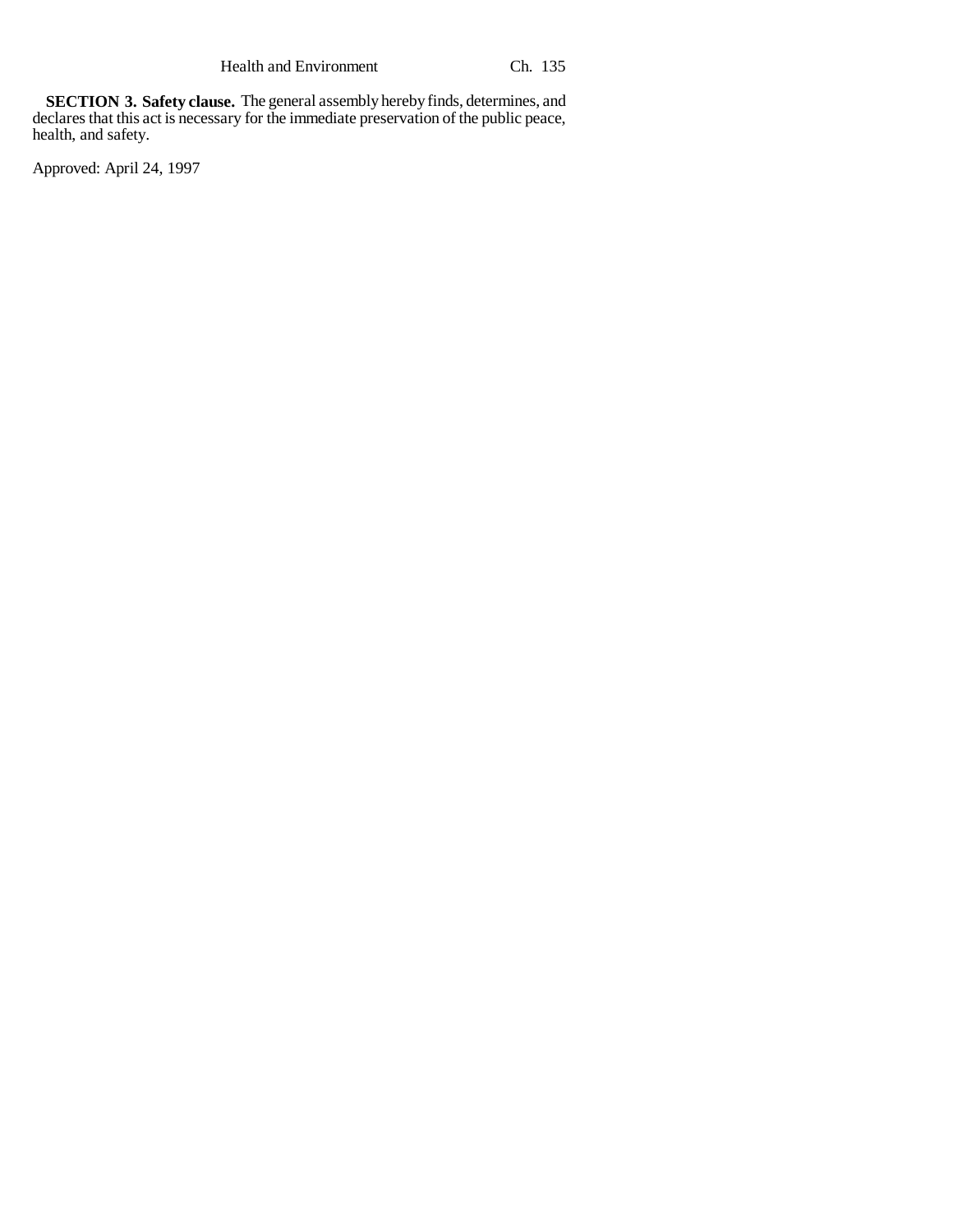**SECTION 3. Safety clause.** The general assembly hereby finds, determines, and declares that this act is necessary for the immediate preservation of the public peace, health, and safety.

Approved: April 24, 1997